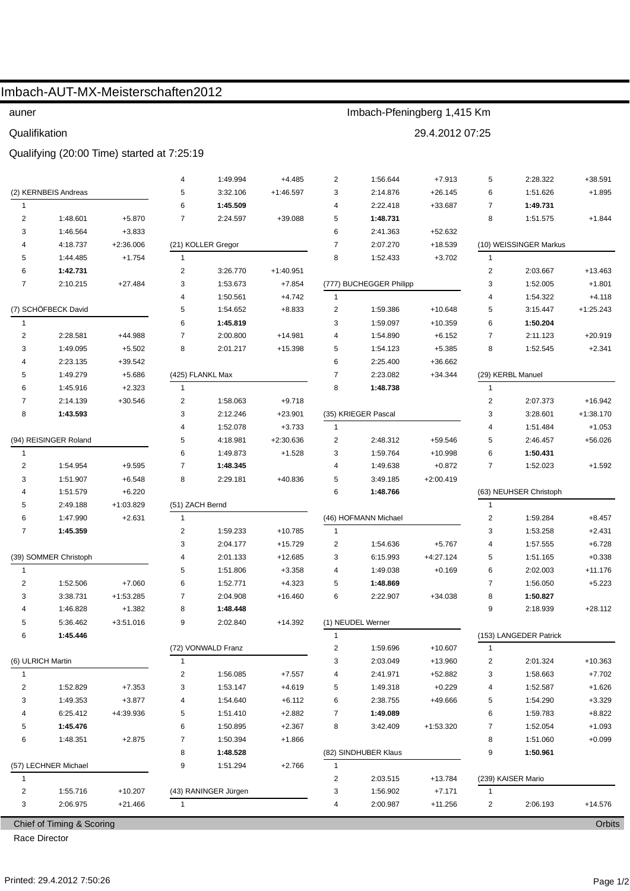# Imbach-AUT-MX-Meisterschaften2012

auner — Imbach-Pfeningberg 1,415 Km

Qualifikation — 29.4.2012 07:25

Qualifying (20:00 Time) started at 7:25:19

### (2) KERNBEIS Andreas

| Lap | Time | Diff |
|---|---|---|
| 1 | | |
| 2 | 1:48.601 | +5.870 |
| 3 | 1:46.564 | +3.833 |
| 4 | 4:18.737 | +2:36.006 |
| 5 | 1:44.485 | +1.754 |
| 6 | **1:42.731** | |
| 7 | 2:10.215 | +27.484 |

### (7) SCHÖFBECK David

| Lap | Time | Diff |
|---|---|---|
| 1 | | |
| 2 | 2:28.581 | +44.988 |
| 3 | 1:49.095 | +5.502 |
| 4 | 2:23.135 | +39.542 |
| 5 | 1:49.279 | +5.686 |
| 6 | 1:45.916 | +2.323 |
| 7 | 2:14.139 | +30.546 |
| 8 | **1:43.593** | |

### (94) REISINGER Roland

| Lap | Time | Diff |
|---|---|---|
| 1 | | |
| 2 | 1:54.954 | +9.595 |
| 3 | 1:51.907 | +6.548 |
| 4 | 1:51.579 | +6.220 |
| 5 | 2:49.188 | +1:03.829 |
| 6 | 1:47.990 | +2.631 |
| 7 | **1:45.359** | |

### (39) SOMMER Christoph

| Lap | Time | Diff |
|---|---|---|
| 1 | | |
| 2 | 1:52.506 | +7.060 |
| 3 | 3:38.731 | +1:53.285 |
| 4 | 1:46.828 | +1.382 |
| 5 | 5:36.462 | +3:51.016 |
| 6 | **1:45.446** | |

### (6) ULRICH Martin

| Lap | Time | Diff |
|---|---|---|
| 1 | | |
| 2 | 1:52.829 | +7.353 |
| 3 | 1:49.353 | +3.877 |
| 4 | 6:25.412 | +4:39.936 |
| 5 | **1:45.476** | |
| 6 | 1:48.351 | +2.875 |

### (57) LECHNER Michael

| Lap | Time | Diff |
|---|---|---|
| 1 | | |
| 2 | 1:55.716 | +10.207 |
| 3 | 2:06.975 | +21.466 |
| 4 | 1:49.994 | +4.485 |
| 5 | 3:32.106 | +1:46.597 |
| 6 | **1:45.509** | |
| 7 | 2:24.597 | +39.088 |

### (21) KOLLER Gregor

| Lap | Time | Diff |
|---|---|---|
| 1 | | |
| 2 | 3:26.770 | +1:40.951 |
| 3 | 1:53.673 | +7.854 |
| 4 | 1:50.561 | +4.742 |
| 5 | 1:54.652 | +8.833 |
| 6 | **1:45.819** | |
| 7 | 2:00.800 | +14.981 |
| 8 | 2:01.217 | +15.398 |

### (425) FLANKL Max

| Lap | Time | Diff |
|---|---|---|
| 1 | | |
| 2 | 1:58.063 | +9.718 |
| 3 | 2:12.246 | +23.901 |
| 4 | 1:52.078 | +3.733 |
| 5 | 4:18.981 | +2:30.636 |
| 6 | 1:49.873 | +1.528 |
| 7 | **1:48.345** | |
| 8 | 2:29.181 | +40.836 |

### (51) ZACH Bernd

| Lap | Time | Diff |
|---|---|---|
| 1 | | |
| 2 | 1:59.233 | +10.785 |
| 3 | 2:04.177 | +15.729 |
| 4 | 2:01.133 | +12.685 |
| 5 | 1:51.806 | +3.358 |
| 6 | 1:52.771 | +4.323 |
| 7 | 2:04.908 | +16.460 |
| 8 | **1:48.448** | |
| 9 | 2:02.840 | +14.392 |

### (72) VONWALD Franz

| Lap | Time | Diff |
|---|---|---|
| 1 | | |
| 2 | 1:56.085 | +7.557 |
| 3 | 1:53.147 | +4.619 |
| 4 | 1:54.640 | +6.112 |
| 5 | 1:51.410 | +2.882 |
| 6 | 1:50.895 | +2.367 |
| 7 | 1:50.394 | +1.866 |
| 8 | **1:48.528** | |
| 9 | 1:51.294 | +2.766 |

### (43) RANINGER Jürgen

| Lap | Time | Diff |
|---|---|---|
| 1 | | |
| 2 | 1:56.644 | +7.913 |
| 3 | 2:14.876 | +26.145 |
| 4 | 2:22.418 | +33.687 |
| 5 | **1:48.731** | |
| 6 | 2:41.363 | +52.632 |
| 7 | 2:07.270 | +18.539 |
| 8 | 1:52.433 | +3.702 |

### (777) BUCHEGGER Philipp

| Lap | Time | Diff |
|---|---|---|
| 1 | | |
| 2 | 1:59.386 | +10.648 |
| 3 | 1:59.097 | +10.359 |
| 4 | 1:54.890 | +6.152 |
| 5 | 1:54.123 | +5.385 |
| 6 | 2:25.400 | +36.662 |
| 7 | 2:23.082 | +34.344 |
| 8 | **1:48.738** | |

### (35) KRIEGER Pascal

| Lap | Time | Diff |
|---|---|---|
| 1 | | |
| 2 | 2:48.312 | +59.546 |
| 3 | 1:59.764 | +10.998 |
| 4 | 1:49.638 | +0.872 |
| 5 | 3:49.185 | +2:00.419 |
| 6 | **1:48.766** | |

### (46) HOFMANN Michael

| Lap | Time | Diff |
|---|---|---|
| 1 | | |
| 2 | 1:54.636 | +5.767 |
| 3 | 6:15.993 | +4:27.124 |
| 4 | 1:49.038 | +0.169 |
| 5 | **1:48.869** | |
| 6 | 2:22.907 | +34.038 |

### (1) NEUDEL Werner

| Lap | Time | Diff |
|---|---|---|
| 1 | | |
| 2 | 1:59.696 | +10.607 |
| 3 | 2:03.049 | +13.960 |
| 4 | 2:41.971 | +52.882 |
| 5 | 1:49.318 | +0.229 |
| 6 | 2:38.755 | +49.666 |
| 7 | **1:49.089** | |
| 8 | 3:42.409 | +1:53.320 |

### (82) SINDHUBER Klaus

| Lap | Time | Diff |
|---|---|---|
| 1 | | |
| 2 | 2:03.515 | +13.784 |
| 3 | 1:56.902 | +7.171 |
| 4 | 2:00.987 | +11.256 |
| 5 | 2:28.322 | +38.591 |
| 6 | 1:51.626 | +1.895 |
| 7 | **1:49.731** | |
| 8 | 1:51.575 | +1.844 |

### (10) WEISSINGER Markus

| Lap | Time | Diff |
|---|---|---|
| 1 | | |
| 2 | 2:03.667 | +13.463 |
| 3 | 1:52.005 | +1.801 |
| 4 | 1:54.322 | +4.118 |
| 5 | 3:15.447 | +1:25.243 |
| 6 | **1:50.204** | |
| 7 | 2:11.123 | +20.919 |
| 8 | 1:52.545 | +2.341 |

### (29) KERBL Manuel

| Lap | Time | Diff |
|---|---|---|
| 1 | | |
| 2 | 2:07.373 | +16.942 |
| 3 | 3:28.601 | +1:38.170 |
| 4 | 1:51.484 | +1.053 |
| 5 | 2:46.457 | +56.026 |
| 6 | **1:50.431** | |
| 7 | 1:52.023 | +1.592 |

### (63) NEUHSER Christoph

| Lap | Time | Diff |
|---|---|---|
| 1 | | |
| 2 | 1:59.284 | +8.457 |
| 3 | 1:53.258 | +2.431 |
| 4 | 1:57.555 | +6.728 |
| 5 | 1:51.165 | +0.338 |
| 6 | 2:02.003 | +11.176 |
| 7 | 1:56.050 | +5.223 |
| 8 | **1:50.827** | |
| 9 | 2:18.939 | +28.112 |

### (153) LANGEDER Patrick

| Lap | Time | Diff |
|---|---|---|
| 1 | | |
| 2 | 2:01.324 | +10.363 |
| 3 | 1:58.663 | +7.702 |
| 4 | 1:52.587 | +1.626 |
| 5 | 1:54.290 | +3.329 |
| 6 | 1:59.783 | +8.822 |
| 7 | 1:52.054 | +1.093 |
| 8 | 1:51.060 | +0.099 |
| 9 | **1:50.961** | |

### (239) KAISER Mario

| Lap | Time | Diff |
|---|---|---|
| 1 | | |
| 2 | 2:06.193 | +14.576 |

Chief of Timing & Scoring — Orbits

Race Director

Printed: 29.4.2012 7:50:26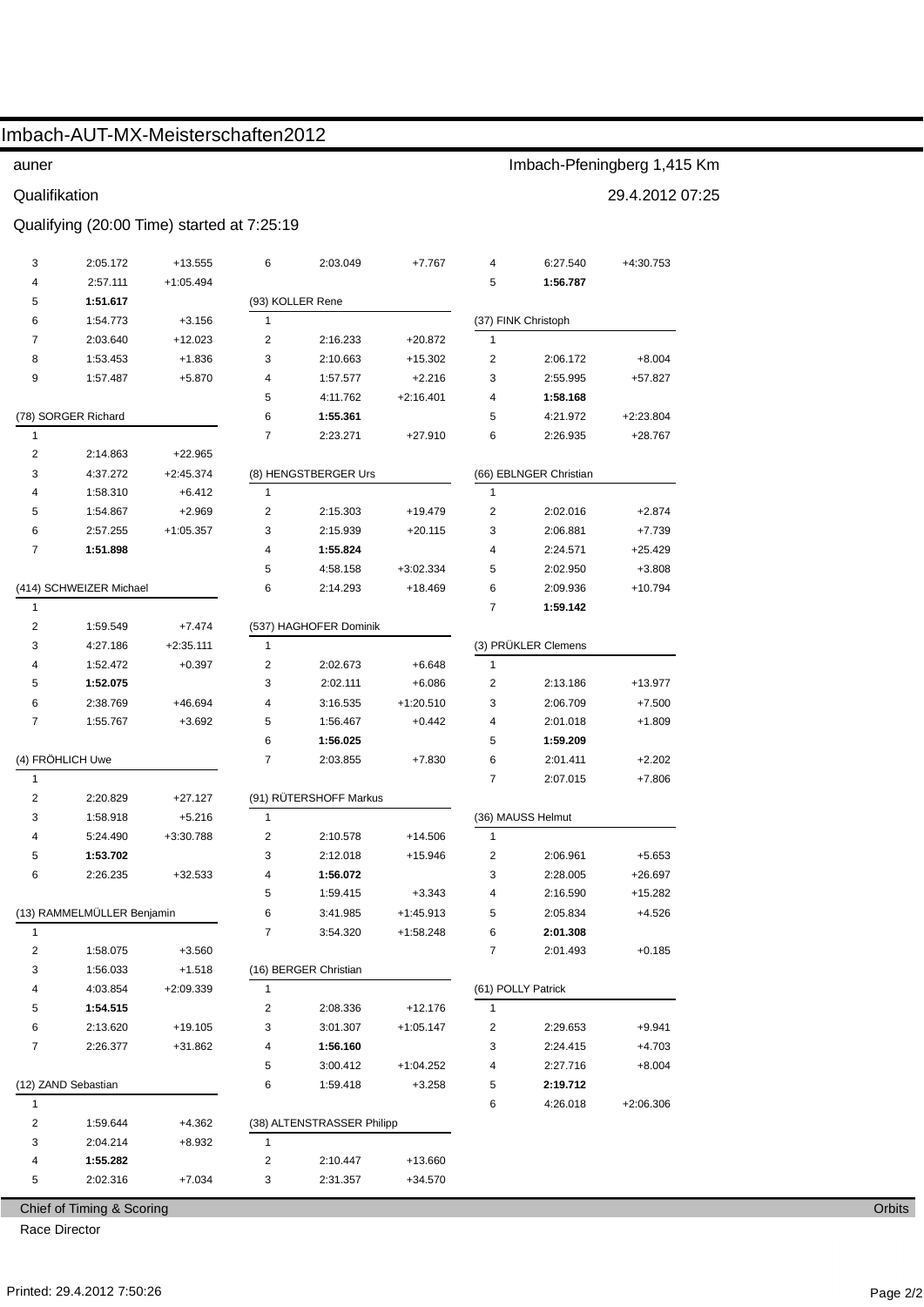# Imbach-AUT-MX-Meisterschaften2012

auner — Imbach-Pfeningberg 1,415 Km

Qualifikation — 29.4.2012 07:25

Qualifying (20:00 Time) started at 7:25:19

| | | |
|---|---|---|
| 3 | 2:05.172 | +13.555 |
| 4 | 2:57.111 | +1:05.494 |
| 5 | **1:51.617** | |
| 6 | 1:54.773 | +3.156 |
| 7 | 2:03.640 | +12.023 |
| 8 | 1:53.453 | +1.836 |
| 9 | 1:57.487 | +5.870 |

(78) SORGER Richard

| | | |
|---|---|---|
| 1 | | |
| 2 | 2:14.863 | +22.965 |
| 3 | 4:37.272 | +2:45.374 |
| 4 | 1:58.310 | +6.412 |
| 5 | 1:54.867 | +2.969 |
| 6 | 2:57.255 | +1:05.357 |
| 7 | **1:51.898** | |

(414) SCHWEIZER Michael

| | | |
|---|---|---|
| 1 | | |
| 2 | 1:59.549 | +7.474 |
| 3 | 4:27.186 | +2:35.111 |
| 4 | 1:52.472 | +0.397 |
| 5 | **1:52.075** | |
| 6 | 2:38.769 | +46.694 |
| 7 | 1:55.767 | +3.692 |

(4) FRÖHLICH Uwe

| | | |
|---|---|---|
| 1 | | |
| 2 | 2:20.829 | +27.127 |
| 3 | 1:58.918 | +5.216 |
| 4 | 5:24.490 | +3:30.788 |
| 5 | **1:53.702** | |
| 6 | 2:26.235 | +32.533 |

(13) RAMMELMÜLLER Benjamin

| | | |
|---|---|---|
| 1 | | |
| 2 | 1:58.075 | +3.560 |
| 3 | 1:56.033 | +1.518 |
| 4 | 4:03.854 | +2:09.339 |
| 5 | **1:54.515** | |
| 6 | 2:13.620 | +19.105 |
| 7 | 2:26.377 | +31.862 |

(12) ZAND Sebastian

| | | |
|---|---|---|
| 1 | | |
| 2 | 1:59.644 | +4.362 |
| 3 | 2:04.214 | +8.932 |
| 4 | **1:55.282** | |
| 5 | 2:02.316 | +7.034 |

| | | |
|---|---|---|
| 6 | 2:03.049 | +7.767 |

(93) KOLLER Rene

| | | |
|---|---|---|
| 1 | | |
| 2 | 2:16.233 | +20.872 |
| 3 | 2:10.663 | +15.302 |
| 4 | 1:57.577 | +2.216 |
| 5 | 4:11.762 | +2:16.401 |
| 6 | **1:55.361** | |
| 7 | 2:23.271 | +27.910 |

(8) HENGSTBERGER Urs

| | | |
|---|---|---|
| 1 | | |
| 2 | 2:15.303 | +19.479 |
| 3 | 2:15.939 | +20.115 |
| 4 | **1:55.824** | |
| 5 | 4:58.158 | +3:02.334 |
| 6 | 2:14.293 | +18.469 |

(537) HAGHOFER Dominik

| | | |
|---|---|---|
| 1 | | |
| 2 | 2:02.673 | +6.648 |
| 3 | 2:02.111 | +6.086 |
| 4 | 3:16.535 | +1:20.510 |
| 5 | 1:56.467 | +0.442 |
| 6 | **1:56.025** | |
| 7 | 2:03.855 | +7.830 |

(91) RÜTERSHOFF Markus

| | | |
|---|---|---|
| 1 | | |
| 2 | 2:10.578 | +14.506 |
| 3 | 2:12.018 | +15.946 |
| 4 | **1:56.072** | |
| 5 | 1:59.415 | +3.343 |
| 6 | 3:41.985 | +1:45.913 |
| 7 | 3:54.320 | +1:58.248 |

(16) BERGER Christian

| | | |
|---|---|---|
| 1 | | |
| 2 | 2:08.336 | +12.176 |
| 3 | 3:01.307 | +1:05.147 |
| 4 | **1:56.160** | |
| 5 | 3:00.412 | +1:04.252 |
| 6 | 1:59.418 | +3.258 |

(38) ALTENSTRASSER Philipp

| | | |
|---|---|---|
| 1 | | |
| 2 | 2:10.447 | +13.660 |
| 3 | 2:31.357 | +34.570 |

| | | |
|---|---|---|
| 4 | 6:27.540 | +4:30.753 |
| 5 | **1:56.787** | |

(37) FINK Christoph

| | | |
|---|---|---|
| 1 | | |
| 2 | 2:06.172 | +8.004 |
| 3 | 2:55.995 | +57.827 |
| 4 | **1:58.168** | |
| 5 | 4:21.972 | +2:23.804 |
| 6 | 2:26.935 | +28.767 |

(66) EBLNGER Christian

| | | |
|---|---|---|
| 1 | | |
| 2 | 2:02.016 | +2.874 |
| 3 | 2:06.881 | +7.739 |
| 4 | 2:24.571 | +25.429 |
| 5 | 2:02.950 | +3.808 |
| 6 | 2:09.936 | +10.794 |
| 7 | **1:59.142** | |

(3) PRÜKLER Clemens

| | | |
|---|---|---|
| 1 | | |
| 2 | 2:13.186 | +13.977 |
| 3 | 2:06.709 | +7.500 |
| 4 | 2:01.018 | +1.809 |
| 5 | **1:59.209** | |
| 6 | 2:01.411 | +2.202 |
| 7 | 2:07.015 | +7.806 |

(36) MAUSS Helmut

| | | |
|---|---|---|
| 1 | | |
| 2 | 2:06.961 | +5.653 |
| 3 | 2:28.005 | +26.697 |
| 4 | 2:16.590 | +15.282 |
| 5 | 2:05.834 | +4.526 |
| 6 | **2:01.308** | |
| 7 | 2:01.493 | +0.185 |

(61) POLLY Patrick

| | | |
|---|---|---|
| 1 | | |
| 2 | 2:29.653 | +9.941 |
| 3 | 2:24.415 | +4.703 |
| 4 | 2:27.716 | +8.004 |
| 5 | **2:19.712** | |
| 6 | 4:26.018 | +2:06.306 |

Chief of Timing & Scoring — Orbits

Race Director

Printed: 29.4.2012 7:50:26